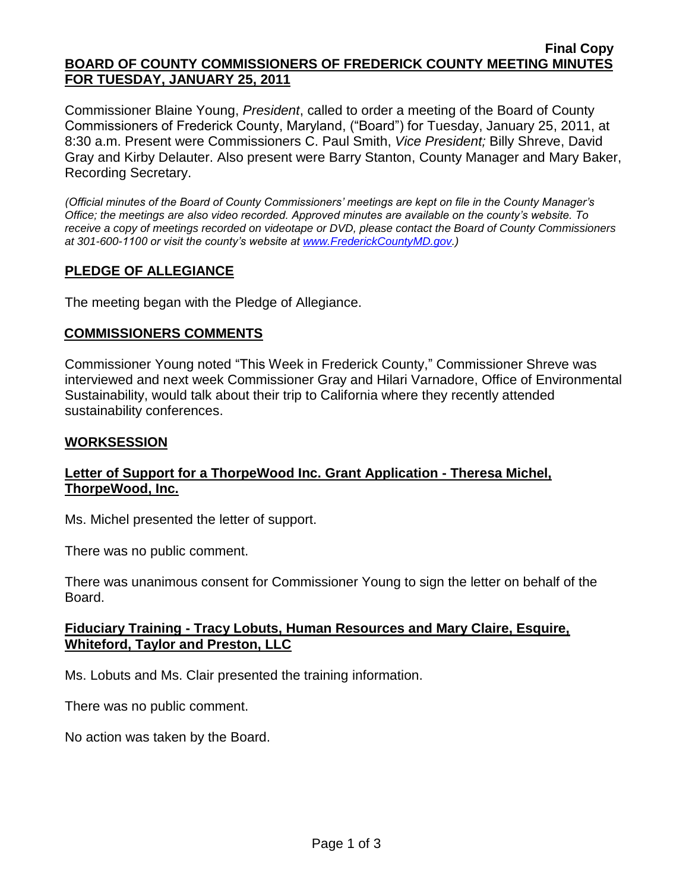**Final Copy**

**BOARD OF COUNTY COMMISSIONERS OF FREDERICK COUNTY MEETING MINUTES FOR TUESDAY, JANUARY 25, 2011**

Commissioner Blaine Young, *President*, called to order a meeting of the Board of County Commissioners of Frederick County, Maryland, ("Board") for Tuesday, January 25, 2011, at 8:30 a.m. Present were Commissioners C. Paul Smith, *Vice President;* Billy Shreve, David Gray and Kirby Delauter. Also present were Barry Stanton, County Manager and Mary Baker, Recording Secretary.

*(Official minutes of the Board of County Commissioners' meetings are kept on file in the County Manager's Office; the meetings are also video recorded. Approved minutes are available on the county's website. To receive a copy of meetings recorded on videotape or DVD, please contact the Board of County Commissioners at 301-600-1100 or visit the county's website at www.FrederickCountyMD.gov.)*

## PLEDGE OF ALLEGIANCE

The meeting began with the Pledge of Allegiance.

## COMMISSIONERS COMMENTS

Commissioner Young noted "This Week in Frederick County," Commissioner Shreve was interviewed and next week Commissioner Gray and Hilari Varnadore, Office of Environmental Sustainability, would talk about their trip to California where they recently attended sustainability conferences.

## WORKSESSION

### Letter of Support for a ThorpeWood Inc. Grant Application - Theresa Michel, ThorpeWood, Inc.

Ms. Michel presented the letter of support.

There was no public comment.

There was unanimous consent for Commissioner Young to sign the letter on behalf of the Board.

### Fiduciary Training - Tracy Lobuts, Human Resources and Mary Claire, Esquire, Whiteford, Taylor and Preston, LLC

Ms. Lobuts and Ms. Clair presented the training information.

There was no public comment.

No action was taken by the Board.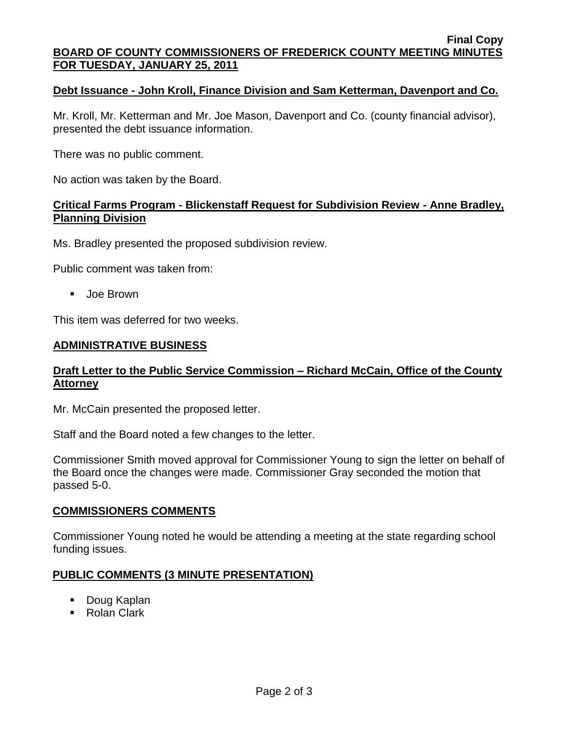**Debt Issuance - John Kroll, Finance Division and Sam Ketterman, Davenport and Co.**

Mr. Kroll, Mr. Ketterman and Mr. Joe Mason, Davenport and Co. (county financial advisor), presented the debt issuance information.

There was no public comment.

No action was taken by the Board.

**Critical Farms Program - Blickenstaff Request for Subdivision Review - Anne Bradley, Planning Division**

Ms. Bradley presented the proposed subdivision review.

Public comment was taken from:

- Joe Brown

This item was deferred for two weeks.

## ADMINISTRATIVE BUSINESS

**Draft Letter to the Public Service Commission – Richard McCain, Office of the County Attorney**

Mr. McCain presented the proposed letter.

Staff and the Board noted a few changes to the letter.

Commissioner Smith moved approval for Commissioner Young to sign the letter on behalf of the Board once the changes were made. Commissioner Gray seconded the motion that passed 5-0.

## COMMISSIONERS COMMENTS

Commissioner Young noted he would be attending a meeting at the state regarding school funding issues.

## PUBLIC COMMENTS (3 MINUTE PRESENTATION)

- Doug Kaplan
- Rolan Clark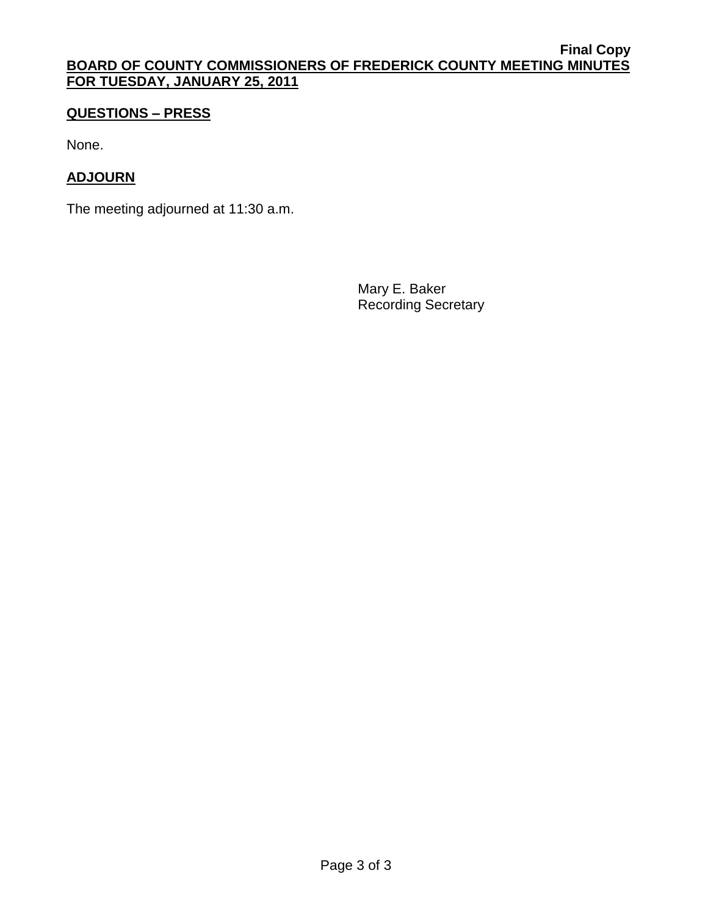## QUESTIONS – PRESS

None.

## ADJOURN

The meeting adjourned at 11:30 a.m.

Mary E. Baker
Recording Secretary